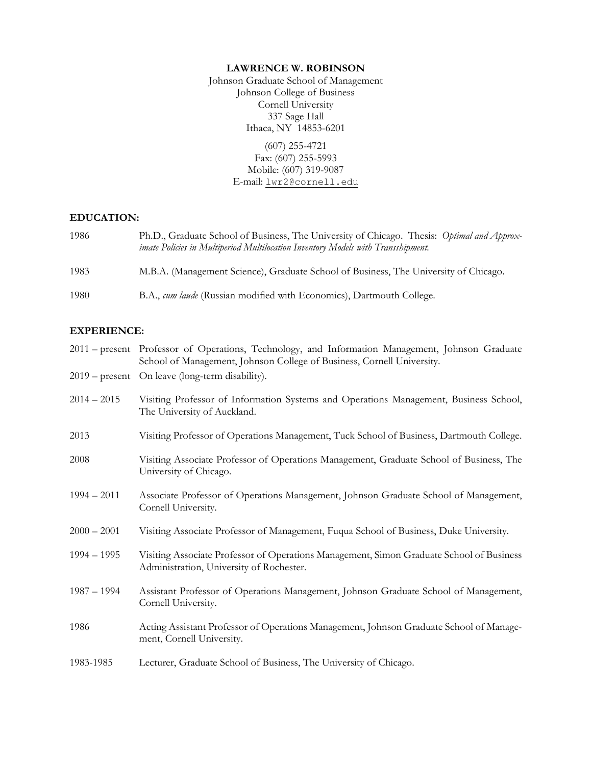**LAWRENCE W. ROBINSON**
Johnson Graduate School of Management
Johnson College of Business
Cornell University
337 Sage Hall
Ithaca, NY 14853-6201

(607) 255-4721
Fax: (607) 255-5993
Mobile: (607) 319-9087
E-mail: lwr2@cornell.edu

## EDUCATION:

| | |
|---|---|
| 1986 | Ph.D., Graduate School of Business, The University of Chicago. Thesis: *Optimal and Approximate Policies in Multiperiod Multilocation Inventory Models with Transshipment.* |
| 1983 | M.B.A. (Management Science), Graduate School of Business, The University of Chicago. |
| 1980 | B.A., *cum laude* (Russian modified with Economics), Dartmouth College. |

## EXPERIENCE:

| | |
|---|---|
| 2011 – present | Professor of Operations, Technology, and Information Management, Johnson Graduate School of Management, Johnson College of Business, Cornell University. |
| 2019 – present | On leave (long-term disability). |
| 2014 – 2015 | Visiting Professor of Information Systems and Operations Management, Business School, The University of Auckland. |
| 2013 | Visiting Professor of Operations Management, Tuck School of Business, Dartmouth College. |
| 2008 | Visiting Associate Professor of Operations Management, Graduate School of Business, The University of Chicago. |
| 1994 – 2011 | Associate Professor of Operations Management, Johnson Graduate School of Management, Cornell University. |
| 2000 – 2001 | Visiting Associate Professor of Management, Fuqua School of Business, Duke University. |
| 1994 – 1995 | Visiting Associate Professor of Operations Management, Simon Graduate School of Business Administration, University of Rochester. |
| 1987 – 1994 | Assistant Professor of Operations Management, Johnson Graduate School of Management, Cornell University. |
| 1986 | Acting Assistant Professor of Operations Management, Johnson Graduate School of Management, Cornell University. |
| 1983-1985 | Lecturer, Graduate School of Business, The University of Chicago. |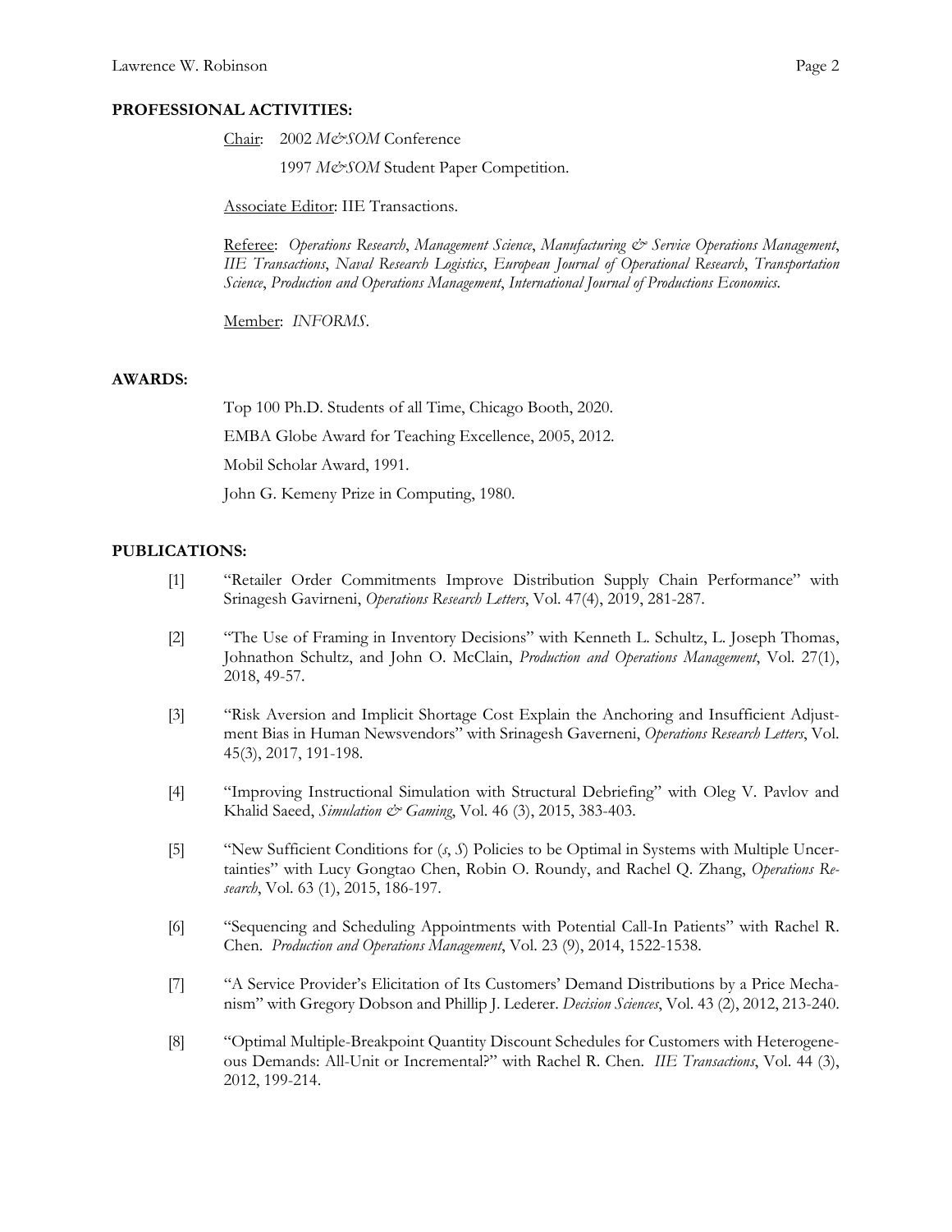## PROFESSIONAL ACTIVITIES:

<u>Chair</u>: 2002 *M&SOM* Conference

1997 *M&SOM* Student Paper Competition.

<u>Associate Editor</u>: IIE Transactions.

<u>Referee</u>: *Operations Research*, *Management Science*, *Manufacturing & Service Operations Management*, *IIE Transactions*, *Naval Research Logistics*, *European Journal of Operational Research*, *Transportation Science*, *Production and Operations Management*, *International Journal of Productions Economics*.

<u>Member</u>: *INFORMS*.

## AWARDS:

Top 100 Ph.D. Students of all Time, Chicago Booth, 2020.

EMBA Globe Award for Teaching Excellence, 2005, 2012.

Mobil Scholar Award, 1991.

John G. Kemeny Prize in Computing, 1980.

## PUBLICATIONS:

[1] "Retailer Order Commitments Improve Distribution Supply Chain Performance" with Srinagesh Gavirneni, *Operations Research Letters*, Vol. 47(4), 2019, 281-287.

[2] "The Use of Framing in Inventory Decisions" with Kenneth L. Schultz, L. Joseph Thomas, Johnathon Schultz, and John O. McClain, *Production and Operations Management*, Vol. 27(1), 2018, 49-57.

[3] "Risk Aversion and Implicit Shortage Cost Explain the Anchoring and Insufficient Adjustment Bias in Human Newsvendors" with Srinagesh Gaverneni, *Operations Research Letters*, Vol. 45(3), 2017, 191-198.

[4] "Improving Instructional Simulation with Structural Debriefing" with Oleg V. Pavlov and Khalid Saeed, *Simulation & Gaming*, Vol. 46 (3), 2015, 383-403.

[5] "New Sufficient Conditions for ($s$, $S$) Policies to be Optimal in Systems with Multiple Uncertainties" with Lucy Gongtao Chen, Robin O. Roundy, and Rachel Q. Zhang, *Operations Research*, Vol. 63 (1), 2015, 186-197.

[6] "Sequencing and Scheduling Appointments with Potential Call-In Patients" with Rachel R. Chen. *Production and Operations Management*, Vol. 23 (9), 2014, 1522-1538.

[7] "A Service Provider's Elicitation of Its Customers' Demand Distributions by a Price Mechanism" with Gregory Dobson and Phillip J. Lederer. *Decision Sciences*, Vol. 43 (2), 2012, 213-240.

[8] "Optimal Multiple-Breakpoint Quantity Discount Schedules for Customers with Heterogeneous Demands: All-Unit or Incremental?" with Rachel R. Chen. *IIE Transactions*, Vol. 44 (3), 2012, 199-214.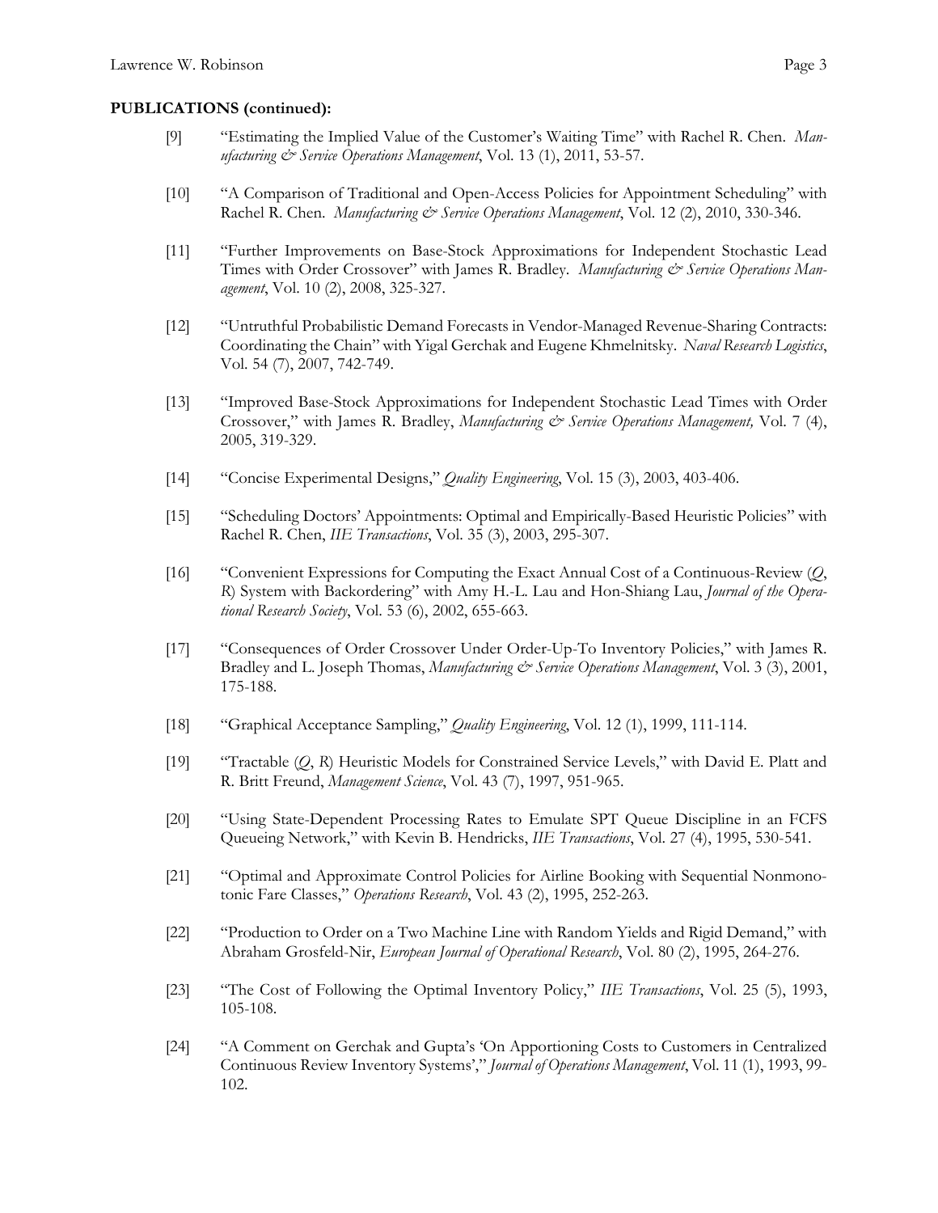**PUBLICATIONS (continued):**

[9] "Estimating the Implied Value of the Customer's Waiting Time" with Rachel R. Chen. *Manufacturing & Service Operations Management*, Vol. 13 (1), 2011, 53-57.

[10] "A Comparison of Traditional and Open-Access Policies for Appointment Scheduling" with Rachel R. Chen. *Manufacturing & Service Operations Management*, Vol. 12 (2), 2010, 330-346.

[11] "Further Improvements on Base-Stock Approximations for Independent Stochastic Lead Times with Order Crossover" with James R. Bradley. *Manufacturing & Service Operations Management*, Vol. 10 (2), 2008, 325-327.

[12] "Untruthful Probabilistic Demand Forecasts in Vendor-Managed Revenue-Sharing Contracts: Coordinating the Chain" with Yigal Gerchak and Eugene Khmelnitsky. *Naval Research Logistics*, Vol. 54 (7), 2007, 742-749.

[13] "Improved Base-Stock Approximations for Independent Stochastic Lead Times with Order Crossover," with James R. Bradley, *Manufacturing & Service Operations Management,* Vol. 7 (4), 2005, 319-329.

[14] "Concise Experimental Designs," *Quality Engineering*, Vol. 15 (3), 2003, 403-406.

[15] "Scheduling Doctors' Appointments: Optimal and Empirically-Based Heuristic Policies" with Rachel R. Chen, *IIE Transactions*, Vol. 35 (3), 2003, 295-307.

[16] "Convenient Expressions for Computing the Exact Annual Cost of a Continuous-Review (*Q*, *R*) System with Backordering" with Amy H.-L. Lau and Hon-Shiang Lau, *Journal of the Operational Research Society*, Vol. 53 (6), 2002, 655-663.

[17] "Consequences of Order Crossover Under Order-Up-To Inventory Policies," with James R. Bradley and L. Joseph Thomas, *Manufacturing & Service Operations Management*, Vol. 3 (3), 2001, 175-188.

[18] "Graphical Acceptance Sampling," *Quality Engineering*, Vol. 12 (1), 1999, 111-114.

[19] "Tractable (*Q*, *R*) Heuristic Models for Constrained Service Levels," with David E. Platt and R. Britt Freund, *Management Science*, Vol. 43 (7), 1997, 951-965.

[20] "Using State-Dependent Processing Rates to Emulate SPT Queue Discipline in an FCFS Queueing Network," with Kevin B. Hendricks, *IIE Transactions*, Vol. 27 (4), 1995, 530-541.

[21] "Optimal and Approximate Control Policies for Airline Booking with Sequential Nonmonotonic Fare Classes," *Operations Research*, Vol. 43 (2), 1995, 252-263.

[22] "Production to Order on a Two Machine Line with Random Yields and Rigid Demand," with Abraham Grosfeld-Nir, *European Journal of Operational Research*, Vol. 80 (2), 1995, 264-276.

[23] "The Cost of Following the Optimal Inventory Policy," *IIE Transactions*, Vol. 25 (5), 1993, 105-108.

[24] "A Comment on Gerchak and Gupta's 'On Apportioning Costs to Customers in Centralized Continuous Review Inventory Systems'," *Journal of Operations Management*, Vol. 11 (1), 1993, 99-102.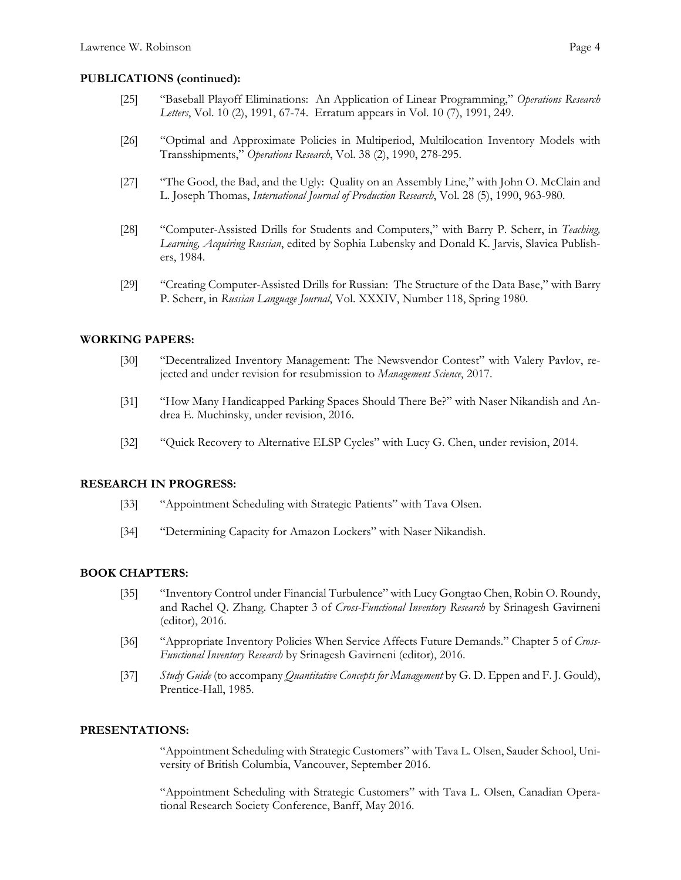## PUBLICATIONS (continued):

[25] "Baseball Playoff Eliminations: An Application of Linear Programming," *Operations Research Letters*, Vol. 10 (2), 1991, 67-74. Erratum appears in Vol. 10 (7), 1991, 249.

[26] "Optimal and Approximate Policies in Multiperiod, Multilocation Inventory Models with Transshipments," *Operations Research*, Vol. 38 (2), 1990, 278-295.

[27] "The Good, the Bad, and the Ugly: Quality on an Assembly Line," with John O. McClain and L. Joseph Thomas, *International Journal of Production Research*, Vol. 28 (5), 1990, 963-980.

[28] "Computer-Assisted Drills for Students and Computers," with Barry P. Scherr, in *Teaching, Learning, Acquiring Russian*, edited by Sophia Lubensky and Donald K. Jarvis, Slavica Publishers, 1984.

[29] "Creating Computer-Assisted Drills for Russian: The Structure of the Data Base," with Barry P. Scherr, in *Russian Language Journal*, Vol. XXXIV, Number 118, Spring 1980.

## WORKING PAPERS:

[30] "Decentralized Inventory Management: The Newsvendor Contest" with Valery Pavlov, rejected and under revision for resubmission to *Management Science*, 2017.

[31] "How Many Handicapped Parking Spaces Should There Be?" with Naser Nikandish and Andrea E. Muchinsky, under revision, 2016.

[32] "Quick Recovery to Alternative ELSP Cycles" with Lucy G. Chen, under revision, 2014.

## RESEARCH IN PROGRESS:

[33] "Appointment Scheduling with Strategic Patients" with Tava Olsen.

[34] "Determining Capacity for Amazon Lockers" with Naser Nikandish.

## BOOK CHAPTERS:

[35] "Inventory Control under Financial Turbulence" with Lucy Gongtao Chen, Robin O. Roundy, and Rachel Q. Zhang. Chapter 3 of *Cross-Functional Inventory Research* by Srinagesh Gavirneni (editor), 2016.

[36] "Appropriate Inventory Policies When Service Affects Future Demands." Chapter 5 of *Cross-Functional Inventory Research* by Srinagesh Gavirneni (editor), 2016.

[37] *Study Guide* (to accompany *Quantitative Concepts for Management* by G. D. Eppen and F. J. Gould), Prentice-Hall, 1985.

## PRESENTATIONS:

"Appointment Scheduling with Strategic Customers" with Tava L. Olsen, Sauder School, University of British Columbia, Vancouver, September 2016.

"Appointment Scheduling with Strategic Customers" with Tava L. Olsen, Canadian Operational Research Society Conference, Banff, May 2016.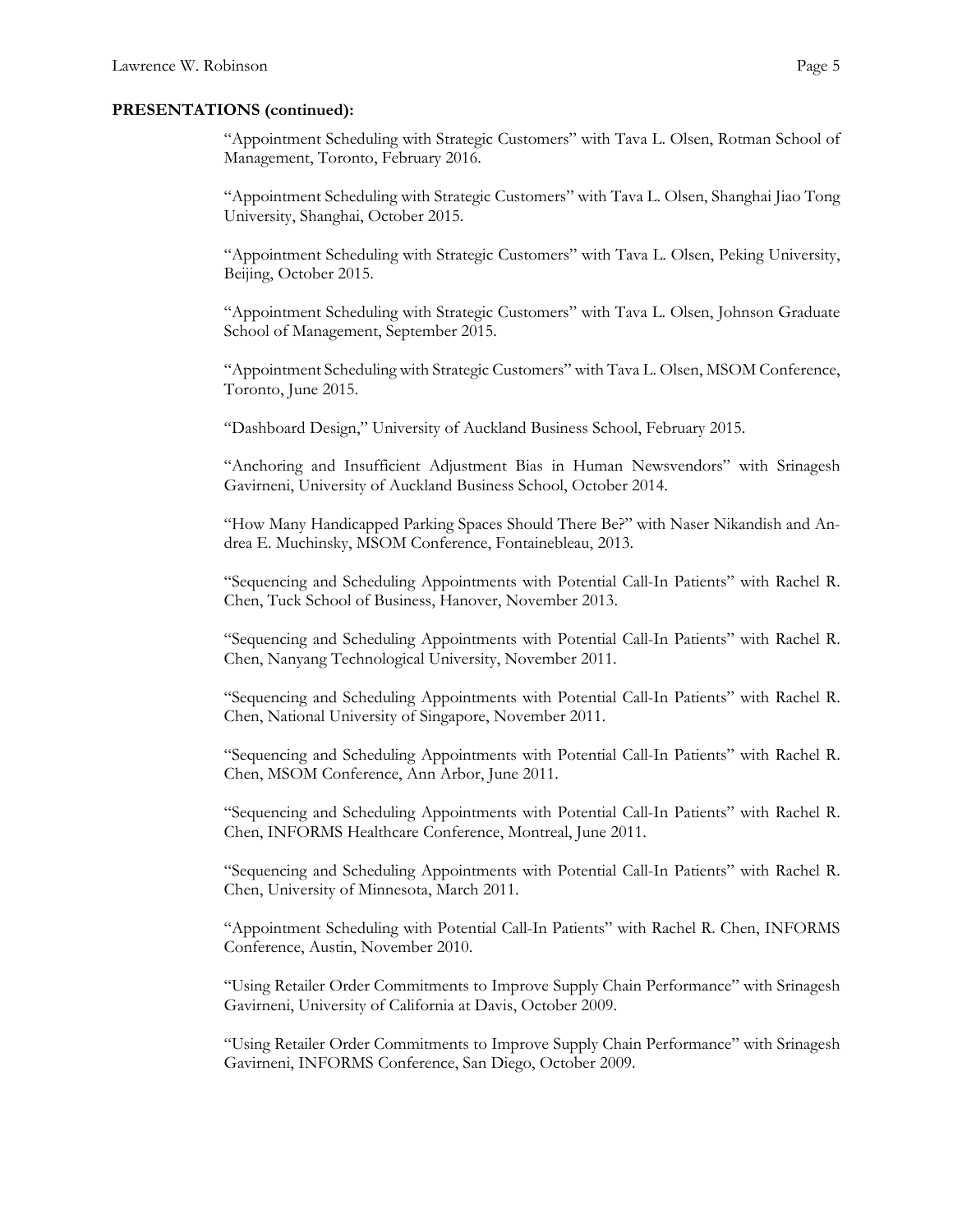**PRESENTATIONS (continued):**

"Appointment Scheduling with Strategic Customers" with Tava L. Olsen, Rotman School of Management, Toronto, February 2016.

"Appointment Scheduling with Strategic Customers" with Tava L. Olsen, Shanghai Jiao Tong University, Shanghai, October 2015.

"Appointment Scheduling with Strategic Customers" with Tava L. Olsen, Peking University, Beijing, October 2015.

"Appointment Scheduling with Strategic Customers" with Tava L. Olsen, Johnson Graduate School of Management, September 2015.

"Appointment Scheduling with Strategic Customers" with Tava L. Olsen, MSOM Conference, Toronto, June 2015.

"Dashboard Design," University of Auckland Business School, February 2015.

"Anchoring and Insufficient Adjustment Bias in Human Newsvendors" with Srinagesh Gavirneni, University of Auckland Business School, October 2014.

"How Many Handicapped Parking Spaces Should There Be?" with Naser Nikandish and Andrea E. Muchinsky, MSOM Conference, Fontainebleau, 2013.

"Sequencing and Scheduling Appointments with Potential Call-In Patients" with Rachel R. Chen, Tuck School of Business, Hanover, November 2013.

"Sequencing and Scheduling Appointments with Potential Call-In Patients" with Rachel R. Chen, Nanyang Technological University, November 2011.

"Sequencing and Scheduling Appointments with Potential Call-In Patients" with Rachel R. Chen, National University of Singapore, November 2011.

"Sequencing and Scheduling Appointments with Potential Call-In Patients" with Rachel R. Chen, MSOM Conference, Ann Arbor, June 2011.

"Sequencing and Scheduling Appointments with Potential Call-In Patients" with Rachel R. Chen, INFORMS Healthcare Conference, Montreal, June 2011.

"Sequencing and Scheduling Appointments with Potential Call-In Patients" with Rachel R. Chen, University of Minnesota, March 2011.

"Appointment Scheduling with Potential Call-In Patients" with Rachel R. Chen, INFORMS Conference, Austin, November 2010.

"Using Retailer Order Commitments to Improve Supply Chain Performance" with Srinagesh Gavirneni, University of California at Davis, October 2009.

"Using Retailer Order Commitments to Improve Supply Chain Performance" with Srinagesh Gavirneni, INFORMS Conference, San Diego, October 2009.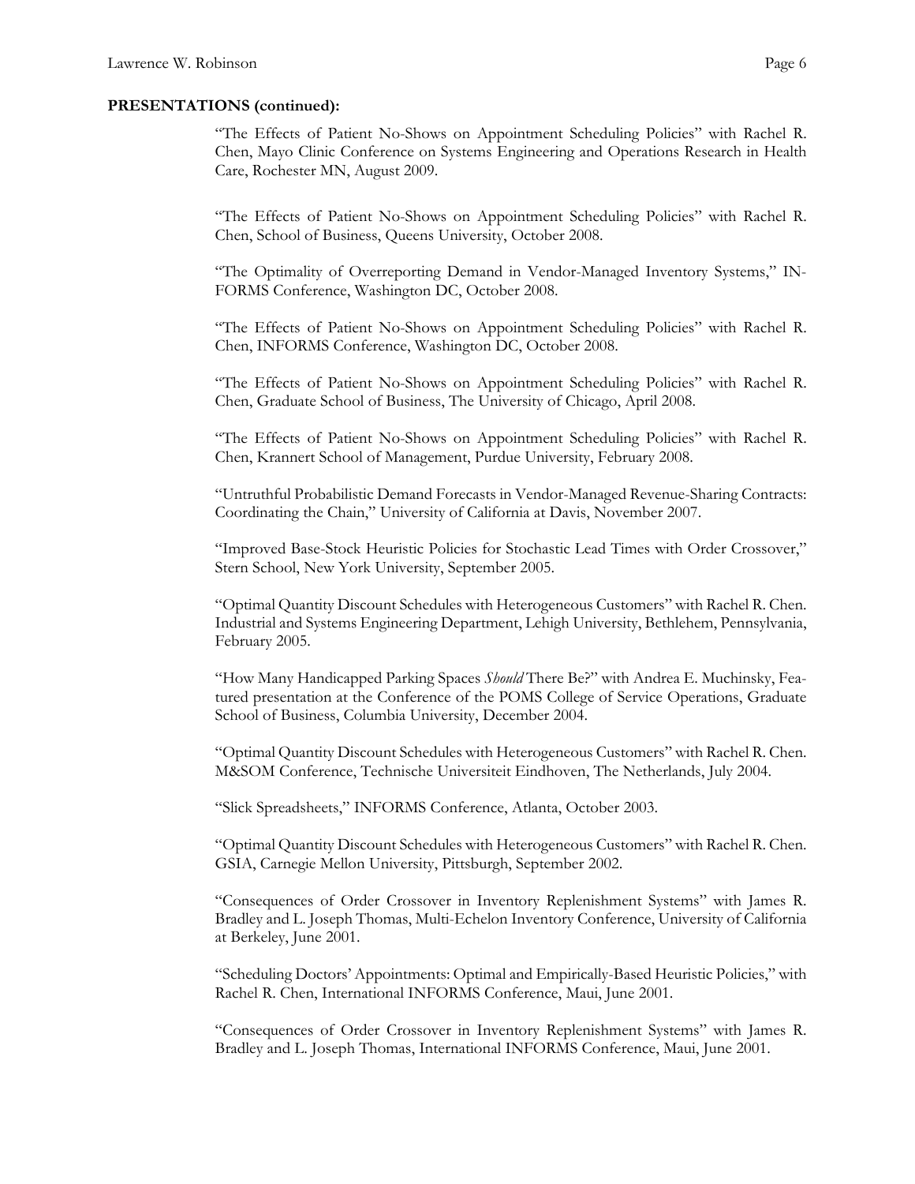**PRESENTATIONS (continued):**

"The Effects of Patient No-Shows on Appointment Scheduling Policies" with Rachel R. Chen, Mayo Clinic Conference on Systems Engineering and Operations Research in Health Care, Rochester MN, August 2009.

"The Effects of Patient No-Shows on Appointment Scheduling Policies" with Rachel R. Chen, School of Business, Queens University, October 2008.

"The Optimality of Overreporting Demand in Vendor-Managed Inventory Systems," INFORMS Conference, Washington DC, October 2008.

"The Effects of Patient No-Shows on Appointment Scheduling Policies" with Rachel R. Chen, INFORMS Conference, Washington DC, October 2008.

"The Effects of Patient No-Shows on Appointment Scheduling Policies" with Rachel R. Chen, Graduate School of Business, The University of Chicago, April 2008.

"The Effects of Patient No-Shows on Appointment Scheduling Policies" with Rachel R. Chen, Krannert School of Management, Purdue University, February 2008.

"Untruthful Probabilistic Demand Forecasts in Vendor-Managed Revenue-Sharing Contracts: Coordinating the Chain," University of California at Davis, November 2007.

"Improved Base-Stock Heuristic Policies for Stochastic Lead Times with Order Crossover," Stern School, New York University, September 2005.

"Optimal Quantity Discount Schedules with Heterogeneous Customers" with Rachel R. Chen. Industrial and Systems Engineering Department, Lehigh University, Bethlehem, Pennsylvania, February 2005.

"How Many Handicapped Parking Spaces *Should* There Be?" with Andrea E. Muchinsky, Featured presentation at the Conference of the POMS College of Service Operations, Graduate School of Business, Columbia University, December 2004.

"Optimal Quantity Discount Schedules with Heterogeneous Customers" with Rachel R. Chen. M&SOM Conference, Technische Universiteit Eindhoven, The Netherlands, July 2004.

"Slick Spreadsheets," INFORMS Conference, Atlanta, October 2003.

"Optimal Quantity Discount Schedules with Heterogeneous Customers" with Rachel R. Chen. GSIA, Carnegie Mellon University, Pittsburgh, September 2002.

"Consequences of Order Crossover in Inventory Replenishment Systems" with James R. Bradley and L. Joseph Thomas, Multi-Echelon Inventory Conference, University of California at Berkeley, June 2001.

"Scheduling Doctors' Appointments: Optimal and Empirically-Based Heuristic Policies," with Rachel R. Chen, International INFORMS Conference, Maui, June 2001.

"Consequences of Order Crossover in Inventory Replenishment Systems" with James R. Bradley and L. Joseph Thomas, International INFORMS Conference, Maui, June 2001.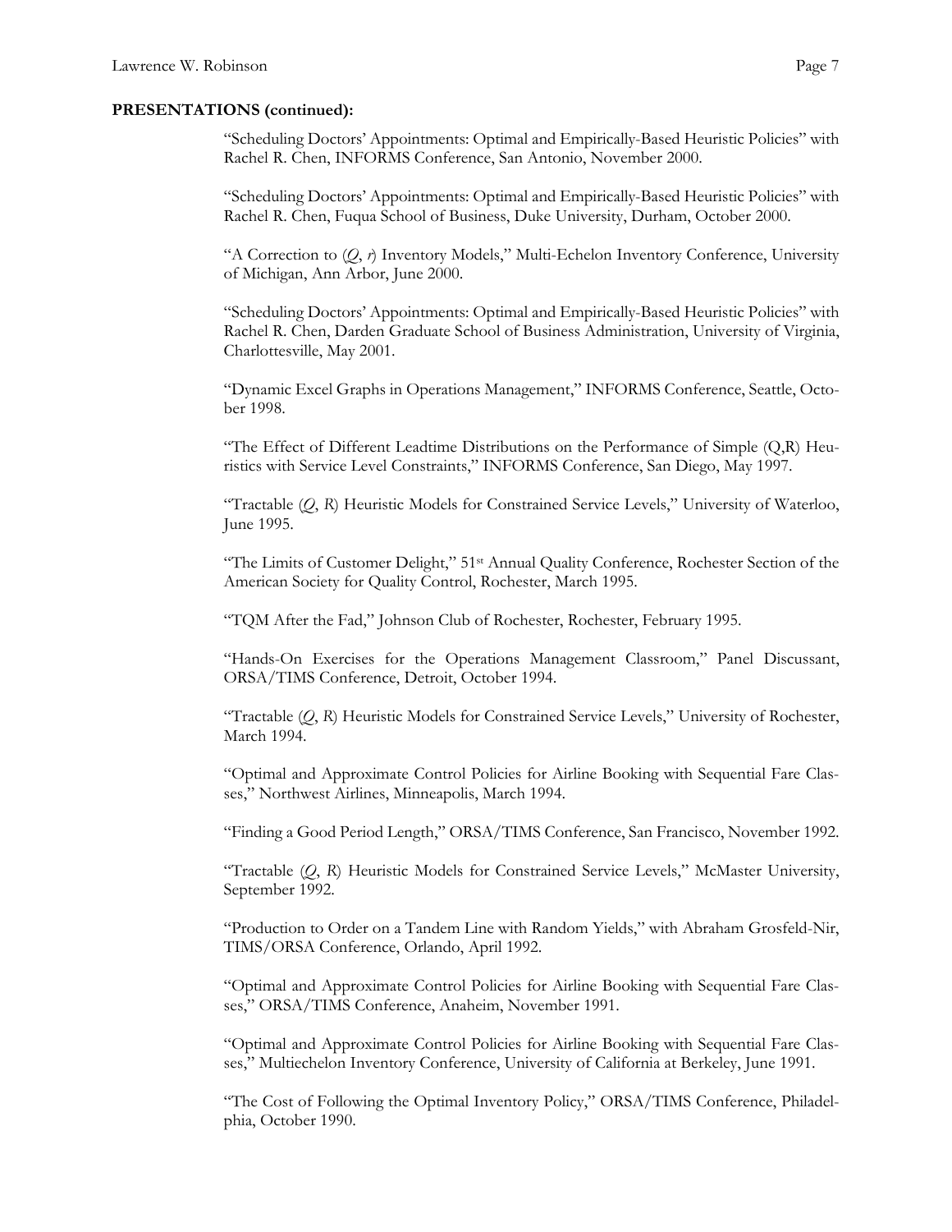**PRESENTATIONS (continued):**

"Scheduling Doctors' Appointments: Optimal and Empirically-Based Heuristic Policies" with Rachel R. Chen, INFORMS Conference, San Antonio, November 2000.

"Scheduling Doctors' Appointments: Optimal and Empirically-Based Heuristic Policies" with Rachel R. Chen, Fuqua School of Business, Duke University, Durham, October 2000.

"A Correction to ($Q$, $r$) Inventory Models," Multi-Echelon Inventory Conference, University of Michigan, Ann Arbor, June 2000.

"Scheduling Doctors' Appointments: Optimal and Empirically-Based Heuristic Policies" with Rachel R. Chen, Darden Graduate School of Business Administration, University of Virginia, Charlottesville, May 2001.

"Dynamic Excel Graphs in Operations Management," INFORMS Conference, Seattle, October 1998.

"The Effect of Different Leadtime Distributions on the Performance of Simple (Q,R) Heuristics with Service Level Constraints," INFORMS Conference, San Diego, May 1997.

"Tractable ($Q$, $R$) Heuristic Models for Constrained Service Levels," University of Waterloo, June 1995.

"The Limits of Customer Delight," 51st Annual Quality Conference, Rochester Section of the American Society for Quality Control, Rochester, March 1995.

"TQM After the Fad," Johnson Club of Rochester, Rochester, February 1995.

"Hands-On Exercises for the Operations Management Classroom," Panel Discussant, ORSA/TIMS Conference, Detroit, October 1994.

"Tractable ($Q$, $R$) Heuristic Models for Constrained Service Levels," University of Rochester, March 1994.

"Optimal and Approximate Control Policies for Airline Booking with Sequential Fare Classes," Northwest Airlines, Minneapolis, March 1994.

"Finding a Good Period Length," ORSA/TIMS Conference, San Francisco, November 1992.

"Tractable ($Q$, $R$) Heuristic Models for Constrained Service Levels," McMaster University, September 1992.

"Production to Order on a Tandem Line with Random Yields," with Abraham Grosfeld-Nir, TIMS/ORSA Conference, Orlando, April 1992.

"Optimal and Approximate Control Policies for Airline Booking with Sequential Fare Classes," ORSA/TIMS Conference, Anaheim, November 1991.

"Optimal and Approximate Control Policies for Airline Booking with Sequential Fare Classes," Multiechelon Inventory Conference, University of California at Berkeley, June 1991.

"The Cost of Following the Optimal Inventory Policy," ORSA/TIMS Conference, Philadelphia, October 1990.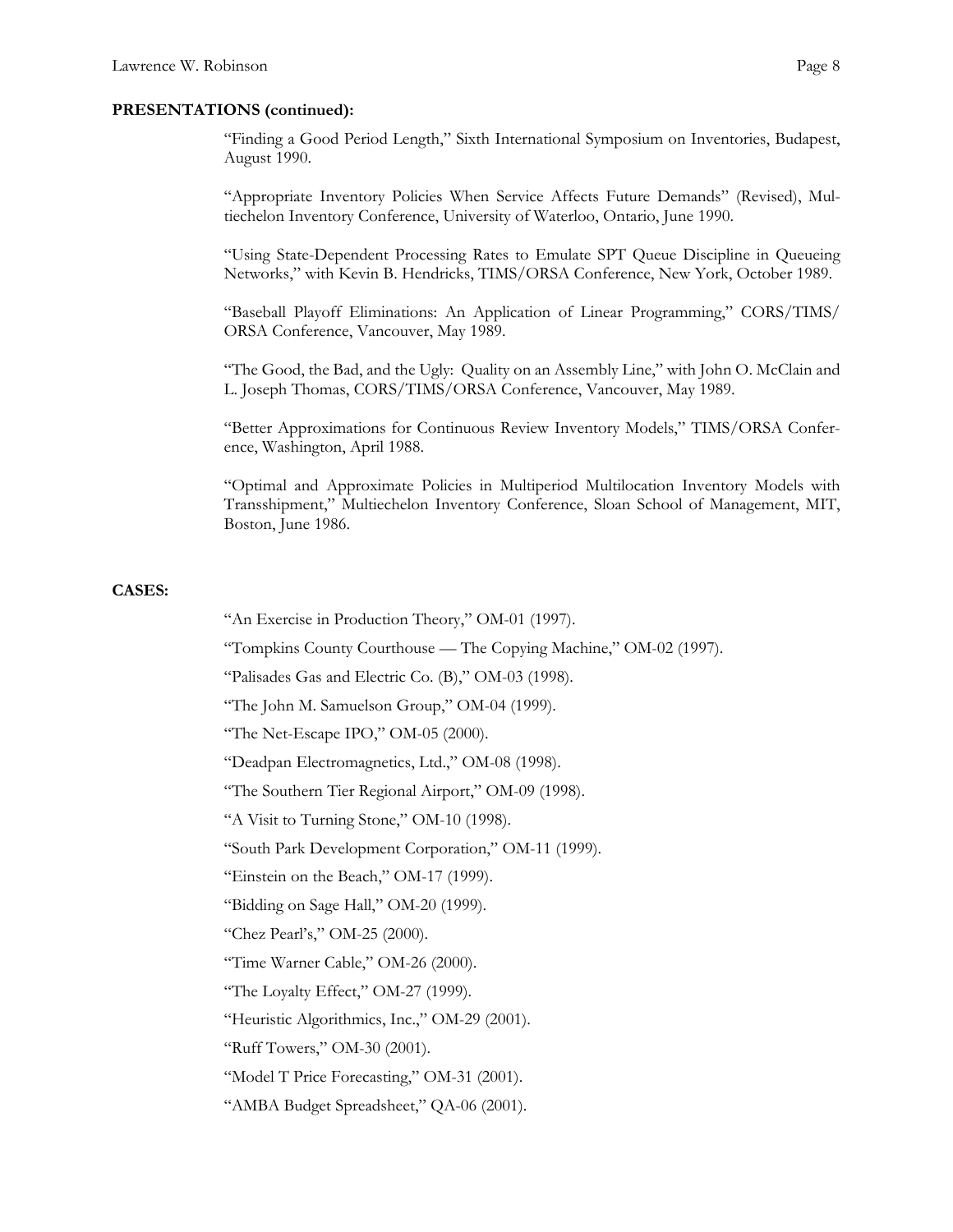**PRESENTATIONS (continued):**

"Finding a Good Period Length," Sixth International Symposium on Inventories, Budapest, August 1990.

"Appropriate Inventory Policies When Service Affects Future Demands" (Revised), Multiechelon Inventory Conference, University of Waterloo, Ontario, June 1990.

"Using State-Dependent Processing Rates to Emulate SPT Queue Discipline in Queueing Networks," with Kevin B. Hendricks, TIMS/ORSA Conference, New York, October 1989.

"Baseball Playoff Eliminations: An Application of Linear Programming," CORS/TIMS/ORSA Conference, Vancouver, May 1989.

"The Good, the Bad, and the Ugly: Quality on an Assembly Line," with John O. McClain and L. Joseph Thomas, CORS/TIMS/ORSA Conference, Vancouver, May 1989.

"Better Approximations for Continuous Review Inventory Models," TIMS/ORSA Conference, Washington, April 1988.

"Optimal and Approximate Policies in Multiperiod Multilocation Inventory Models with Transshipment," Multiechelon Inventory Conference, Sloan School of Management, MIT, Boston, June 1986.

**CASES:**

"An Exercise in Production Theory," OM-01 (1997).

"Tompkins County Courthouse — The Copying Machine," OM-02 (1997).

"Palisades Gas and Electric Co. (B)," OM-03 (1998).

"The John M. Samuelson Group," OM-04 (1999).

"The Net-Escape IPO," OM-05 (2000).

"Deadpan Electromagnetics, Ltd.," OM-08 (1998).

"The Southern Tier Regional Airport," OM-09 (1998).

"A Visit to Turning Stone," OM-10 (1998).

"South Park Development Corporation," OM-11 (1999).

"Einstein on the Beach," OM-17 (1999).

"Bidding on Sage Hall," OM-20 (1999).

"Chez Pearl's," OM-25 (2000).

"Time Warner Cable," OM-26 (2000).

"The Loyalty Effect," OM-27 (1999).

"Heuristic Algorithmics, Inc.," OM-29 (2001).

"Ruff Towers," OM-30 (2001).

"Model T Price Forecasting," OM-31 (2001).

"AMBA Budget Spreadsheet," QA-06 (2001).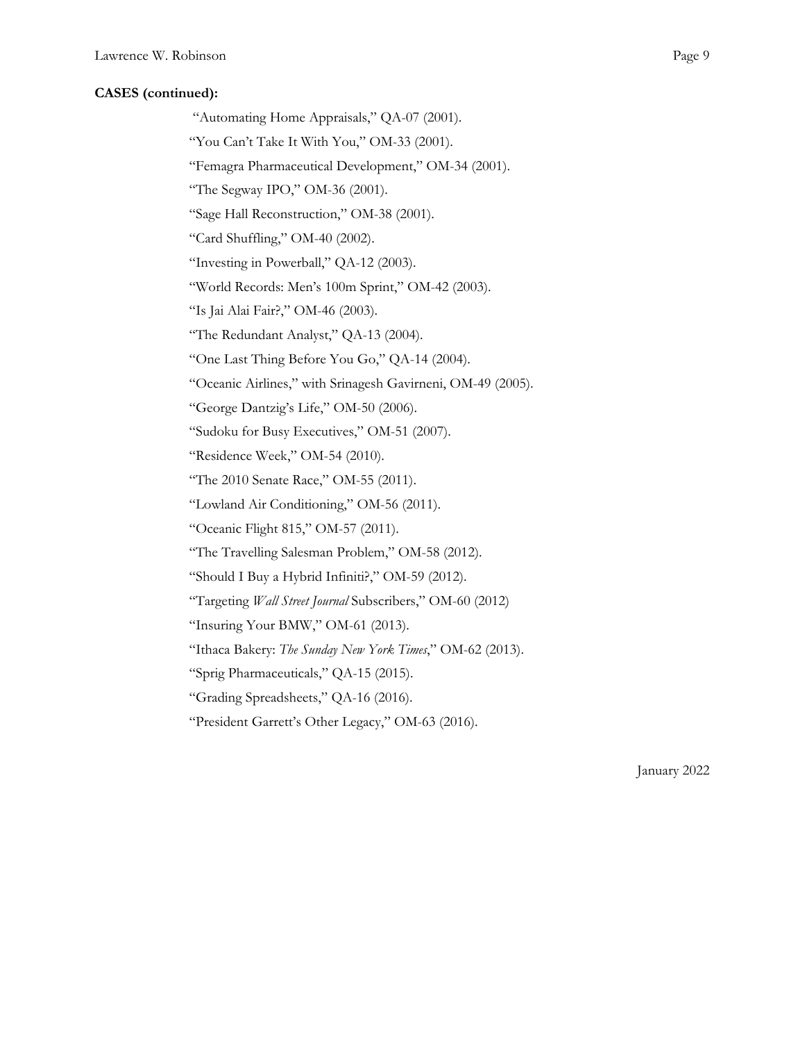**CASES (continued):**

"Automating Home Appraisals," QA-07 (2001).

"You Can't Take It With You," OM-33 (2001).

"Femagra Pharmaceutical Development," OM-34 (2001).

"The Segway IPO," OM-36 (2001).

"Sage Hall Reconstruction," OM-38 (2001).

"Card Shuffling," OM-40 (2002).

"Investing in Powerball," QA-12 (2003).

"World Records: Men's 100m Sprint," OM-42 (2003).

"Is Jai Alai Fair?," OM-46 (2003).

"The Redundant Analyst," QA-13 (2004).

"One Last Thing Before You Go," QA-14 (2004).

"Oceanic Airlines," with Srinagesh Gavirneni, OM-49 (2005).

"George Dantzig's Life," OM-50 (2006).

"Sudoku for Busy Executives," OM-51 (2007).

"Residence Week," OM-54 (2010).

"The 2010 Senate Race," OM-55 (2011).

"Lowland Air Conditioning," OM-56 (2011).

"Oceanic Flight 815," OM-57 (2011).

"The Travelling Salesman Problem," OM-58 (2012).

"Should I Buy a Hybrid Infiniti?," OM-59 (2012).

"Targeting *Wall Street Journal* Subscribers," OM-60 (2012)

"Insuring Your BMW," OM-61 (2013).

"Ithaca Bakery: *The Sunday New York Times*," OM-62 (2013).

"Sprig Pharmaceuticals," QA-15 (2015).

"Grading Spreadsheets," QA-16 (2016).

"President Garrett's Other Legacy," OM-63 (2016).

January 2022